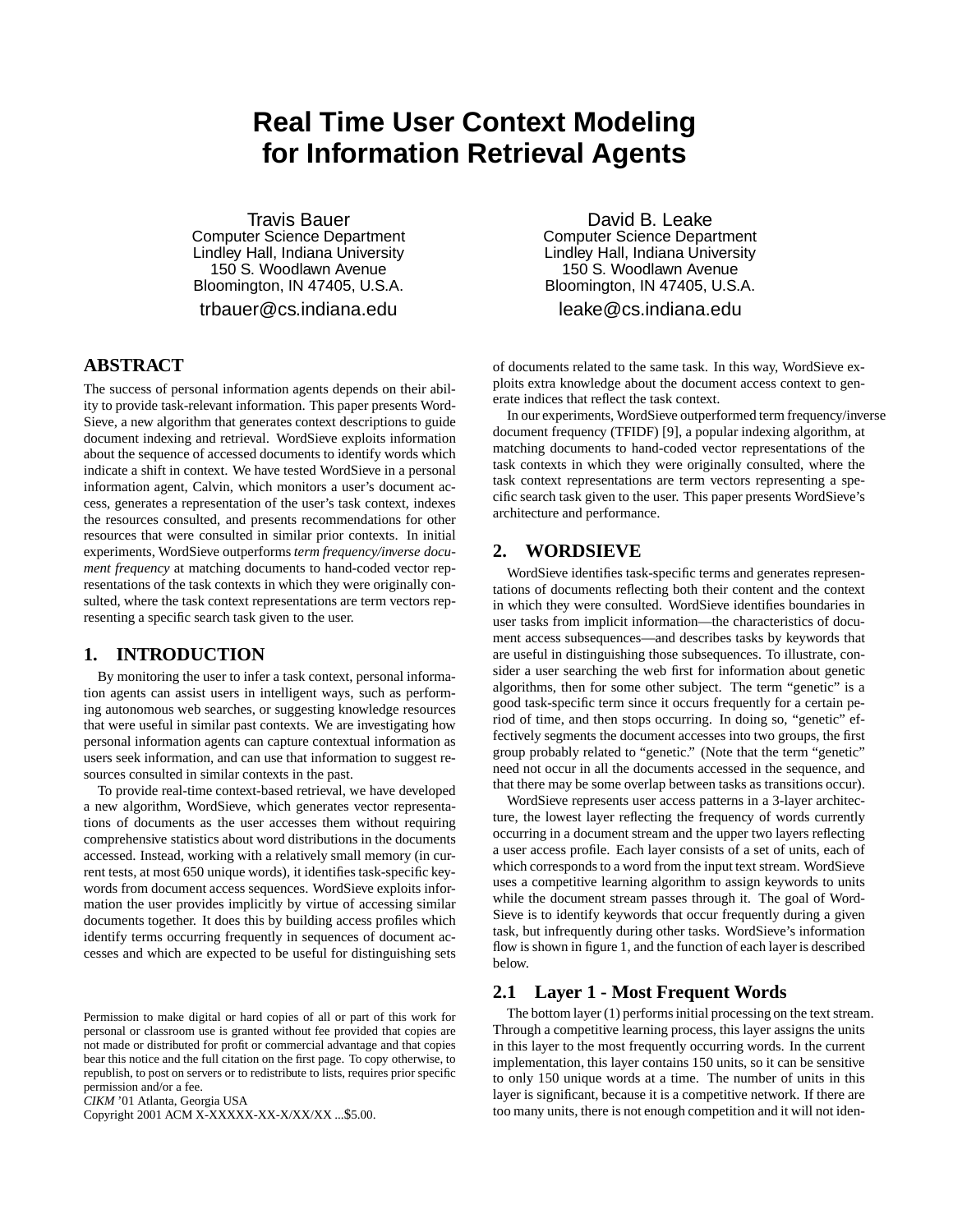# Real Time User Context Modeling for Information Retrieval Agents

Travis Bauer
Computer Science Department
Lindley Hall, Indiana University
150 S. Woodlawn Avenue
Bloomington, IN 47405, U.S.A.
trbauer@cs.indiana.edu

David B. Leake
Computer Science Department
Lindley Hall, Indiana University
150 S. Woodlawn Avenue
Bloomington, IN 47405, U.S.A.
leake@cs.indiana.edu

## ABSTRACT

The success of personal information agents depends on their ability to provide task-relevant information. This paper presents WordSieve, a new algorithm that generates context descriptions to guide document indexing and retrieval. WordSieve exploits information about the sequence of accessed documents to identify words which indicate a shift in context. We have tested WordSieve in a personal information agent, Calvin, which monitors a user's document access, generates a representation of the user's task context, indexes the resources consulted, and presents recommendations for other resources that were consulted in similar prior contexts. In initial experiments, WordSieve outperforms *term frequency/inverse document frequency* at matching documents to hand-coded vector representations of the task contexts in which they were originally consulted, where the task context representations are term vectors representing a specific search task given to the user.

## 1. INTRODUCTION

By monitoring the user to infer a task context, personal information agents can assist users in intelligent ways, such as performing autonomous web searches, or suggesting knowledge resources that were useful in similar past contexts. We are investigating how personal information agents can capture contextual information as users seek information, and can use that information to suggest resources consulted in similar contexts in the past.

To provide real-time context-based retrieval, we have developed a new algorithm, WordSieve, which generates vector representations of documents as the user accesses them without requiring comprehensive statistics about word distributions in the documents accessed. Instead, working with a relatively small memory (in current tests, at most 650 unique words), it identifies task-specific keywords from document access sequences. WordSieve exploits information the user provides implicitly by virtue of accessing similar documents together. It does this by building access profiles which identify terms occurring frequently in sequences of document accesses and which are expected to be useful for distinguishing sets of documents related to the same task. In this way, WordSieve exploits extra knowledge about the document access context to generate indices that reflect the task context.

In our experiments, WordSieve outperformed term frequency/inverse document frequency (TFIDF) [9], a popular indexing algorithm, at matching documents to hand-coded vector representations of the task contexts in which they were originally consulted, where the task context representations are term vectors representing a specific search task given to the user. This paper presents WordSieve's architecture and performance.

Permission to make digital or hard copies of all or part of this work for personal or classroom use is granted without fee provided that copies are not made or distributed for profit or commercial advantage and that copies bear this notice and the full citation on the first page. To copy otherwise, to republish, to post on servers or to redistribute to lists, requires prior specific permission and/or a fee.
*CIKM* '01 Atlanta, Georgia USA
Copyright 2001 ACM X-XXXXX-XX-X/XX/XX ...$5.00.

## 2. WORDSIEVE

WordSieve identifies task-specific terms and generates representations of documents reflecting both their content and the context in which they were consulted. WordSieve identifies boundaries in user tasks from implicit information—the characteristics of document access subsequences—and describes tasks by keywords that are useful in distinguishing those subsequences. To illustrate, consider a user searching the web first for information about genetic algorithms, then for some other subject. The term "genetic" is a good task-specific term since it occurs frequently for a certain period of time, and then stops occurring. In doing so, "genetic" effectively segments the document accesses into two groups, the first group probably related to "genetic." (Note that the term "genetic" need not occur in all the documents accessed in the sequence, and that there may be some overlap between tasks as transitions occur).

WordSieve represents user access patterns in a 3-layer architecture, the lowest layer reflecting the frequency of words currently occurring in a document stream and the upper two layers reflecting a user access profile. Each layer consists of a set of units, each of which corresponds to a word from the input text stream. WordSieve uses a competitive learning algorithm to assign keywords to units while the document stream passes through it. The goal of WordSieve is to identify keywords that occur frequently during a given task, but infrequently during other tasks. WordSieve's information flow is shown in figure 1, and the function of each layer is described below.

### 2.1 Layer 1 - Most Frequent Words

The bottom layer (1) performs initial processing on the text stream. Through a competitive learning process, this layer assigns the units in this layer to the most frequently occurring words. In the current implementation, this layer contains 150 units, so it can be sensitive to only 150 unique words at a time. The number of units in this layer is significant, because it is a competitive network. If there are too many units, there is not enough competition and it will not iden-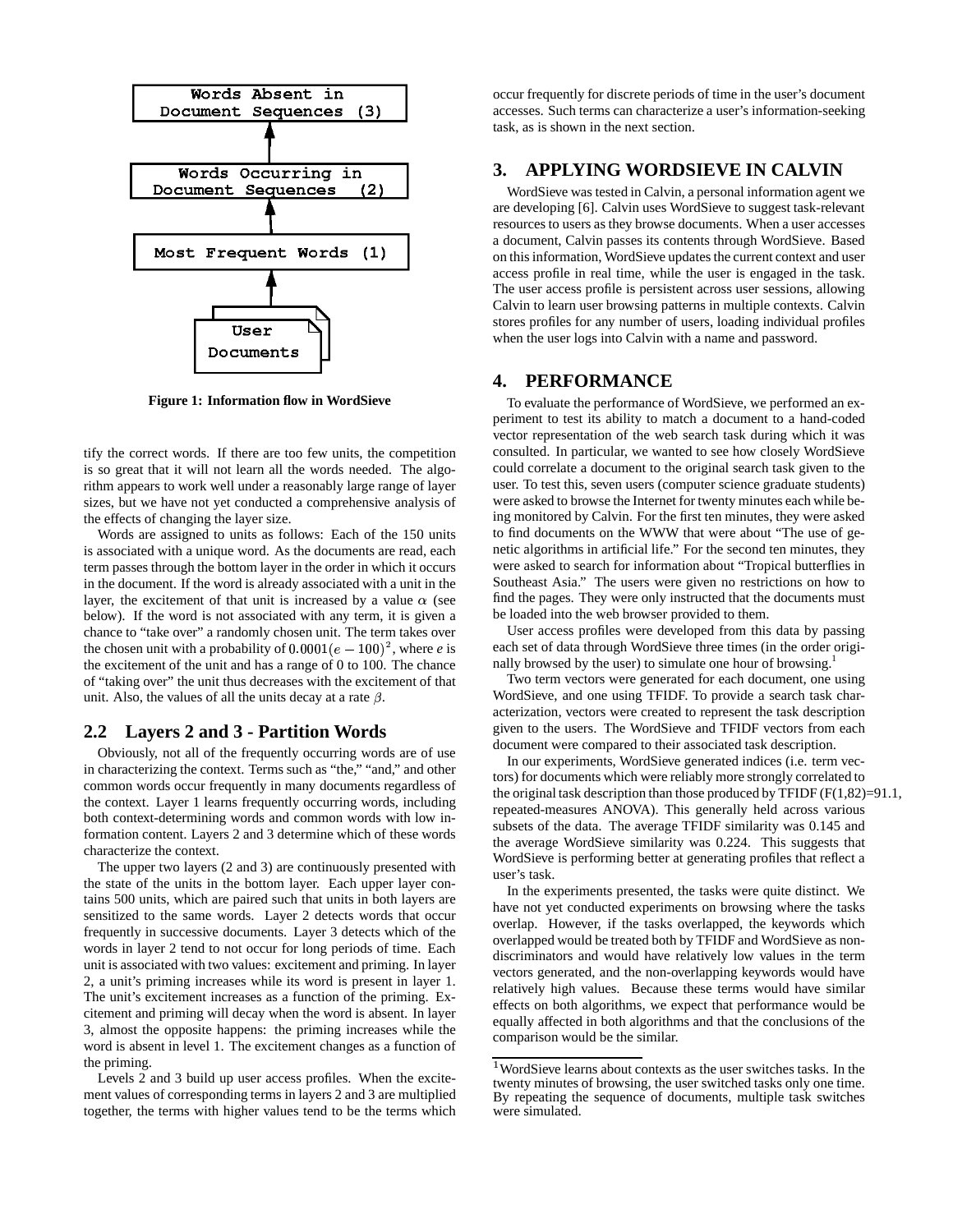Words Absent in Document Sequences (3)

Words Occurring in Document Sequences (2)

Most Frequent Words (1)

User Documents

**Figure 1: Information flow in WordSieve**

tify the correct words. If there are too few units, the competition is so great that it will not learn all the words needed. The algorithm appears to work well under a reasonably large range of layer sizes, but we have not yet conducted a comprehensive analysis of the effects of changing the layer size.

Words are assigned to units as follows: Each of the 150 units is associated with a unique word. As the documents are read, each term passes through the bottom layer in the order in which it occurs in the document. If the word is already associated with a unit in the layer, the excitement of that unit is increased by a value $\alpha$ (see below). If the word is not associated with any term, it is given a chance to "take over" a randomly chosen unit. The term takes over the chosen unit with a probability of $0.0001(e - 100)^2$, where $e$ is the excitement of the unit and has a range of 0 to 100. The chance of "taking over" the unit thus decreases with the excitement of that unit. Also, the values of all the units decay at a rate $\beta$.

## 2.2 Layers 2 and 3 - Partition Words

Obviously, not all of the frequently occurring words are of use in characterizing the context. Terms such as "the," "and," and other common words occur frequently in many documents regardless of the context. Layer 1 learns frequently occurring words, including both context-determining words and common words with low information content. Layers 2 and 3 determine which of these words characterize the context.

The upper two layers (2 and 3) are continuously presented with the state of the units in the bottom layer. Each upper layer contains 500 units, which are paired such that units in both layers are sensitized to the same words. Layer 2 detects words that occur frequently in successive documents. Layer 3 detects which of the words in layer 2 tend to not occur for long periods of time. Each unit is associated with two values: excitement and priming. In layer 2, a unit's priming increases while its word is present in layer 1. The unit's excitement increases as a function of the priming. Excitement and priming will decay when the word is absent. In layer 3, almost the opposite happens: the priming increases while the word is absent in level 1. The excitement changes as a function of the priming.

Levels 2 and 3 build up user access profiles. When the excitement values of corresponding terms in layers 2 and 3 are multiplied together, the terms with higher values tend to be the terms which occur frequently for discrete periods of time in the user's document accesses. Such terms can characterize a user's information-seeking task, as is shown in the next section.

# 3. APPLYING WORDSIEVE IN CALVIN

WordSieve was tested in Calvin, a personal information agent we are developing [6]. Calvin uses WordSieve to suggest task-relevant resources to users as they browse documents. When a user accesses a document, Calvin passes its contents through WordSieve. Based on this information, WordSieve updates the current context and user access profile in real time, while the user is engaged in the task. The user access profile is persistent across user sessions, allowing Calvin to learn user browsing patterns in multiple contexts. Calvin stores profiles for any number of users, loading individual profiles when the user logs into Calvin with a name and password.

# 4. PERFORMANCE

To evaluate the performance of WordSieve, we performed an experiment to test its ability to match a document to a hand-coded vector representation of the web search task during which it was consulted. In particular, we wanted to see how closely WordSieve could correlate a document to the original search task given to the user. To test this, seven users (computer science graduate students) were asked to browse the Internet for twenty minutes each while being monitored by Calvin. For the first ten minutes, they were asked to find documents on the WWW that were about "The use of genetic algorithms in artificial life." For the second ten minutes, they were asked to search for information about "Tropical butterflies in Southeast Asia." The users were given no restrictions on how to find the pages. They were only instructed that the documents must be loaded into the web browser provided to them.

User access profiles were developed from this data by passing each set of data through WordSieve three times (in the order originally browsed by the user) to simulate one hour of browsing.[1]

Two term vectors were generated for each document, one using WordSieve, and one using TFIDF. To provide a search task characterization, vectors were created to represent the task description given to the users. The WordSieve and TFIDF vectors from each document were compared to their associated task description.

In our experiments, WordSieve generated indices (i.e. term vectors) for documents which were reliably more strongly correlated to the original task description than those produced by TFIDF ($F(1,82)=91.1$, repeated-measures ANOVA). This generally held across various subsets of the data. The average TFIDF similarity was 0.145 and the average WordSieve similarity was 0.224. This suggests that WordSieve is performing better at generating profiles that reflect a user's task.

In the experiments presented, the tasks were quite distinct. We have not yet conducted experiments on browsing where the tasks overlap. However, if the tasks overlapped, the keywords which overlapped would be treated both by TFIDF and WordSieve as non-discriminators and would have relatively low values in the term vectors generated, and the non-overlapping keywords would have relatively high values. Because these terms would have similar effects on both algorithms, we expect that performance would be equally affected in both algorithms and that the conclusions of the comparison would be the similar.

[1] WordSieve learns about contexts as the user switches tasks. In the twenty minutes of browsing, the user switched tasks only one time. By repeating the sequence of documents, multiple task switches were simulated.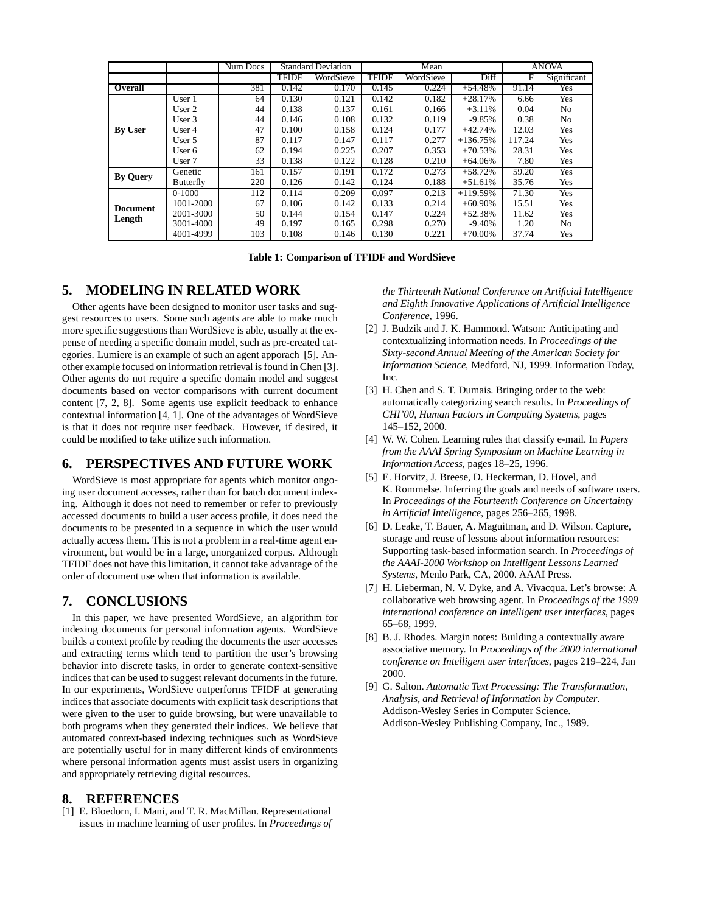| | | Num Docs | Standard Deviation | | Mean | | | ANOVA | |
|---|---|---|---|---|---|---|---|---|---|
| | | | TFIDF | WordSieve | TFIDF | WordSieve | Diff | F | Significant |
| **Overall** | | 381 | 0.142 | 0.170 | 0.145 | 0.224 | +54.48% | 91.14 | Yes |
| **By User** | User 1 | 64 | 0.130 | 0.121 | 0.142 | 0.182 | +28.17% | 6.66 | Yes |
| | User 2 | 44 | 0.138 | 0.137 | 0.161 | 0.166 | +3.11% | 0.04 | No |
| | User 3 | 44 | 0.146 | 0.108 | 0.132 | 0.119 | -9.85% | 0.38 | No |
| | User 4 | 47 | 0.100 | 0.158 | 0.124 | 0.177 | +42.74% | 12.03 | Yes |
| | User 5 | 87 | 0.117 | 0.147 | 0.117 | 0.277 | +136.75% | 117.24 | Yes |
| | User 6 | 62 | 0.194 | 0.225 | 0.207 | 0.353 | +70.53% | 28.31 | Yes |
| | User 7 | 33 | 0.138 | 0.122 | 0.128 | 0.210 | +64.06% | 7.80 | Yes |
| **By Query** | Genetic | 161 | 0.157 | 0.191 | 0.172 | 0.273 | +58.72% | 59.20 | Yes |
| | Butterfly | 220 | 0.126 | 0.142 | 0.124 | 0.188 | +51.61% | 35.76 | Yes |
| **Document Length** | 0-1000 | 112 | 0.114 | 0.209 | 0.097 | 0.213 | +119.59% | 71.30 | Yes |
| | 1001-2000 | 67 | 0.106 | 0.142 | 0.133 | 0.214 | +60.90% | 15.51 | Yes |
| | 2001-3000 | 50 | 0.144 | 0.154 | 0.147 | 0.224 | +52.38% | 11.62 | Yes |
| | 3001-4000 | 49 | 0.197 | 0.165 | 0.298 | 0.270 | -9.40% | 1.20 | No |
| | 4001-4999 | 103 | 0.108 | 0.146 | 0.130 | 0.221 | +70.00% | 37.74 | Yes |

**Table 1: Comparison of TFIDF and WordSieve**

## 5. MODELING IN RELATED WORK

Other agents have been designed to monitor user tasks and suggest resources to users. Some such agents are able to make much more specific suggestions than WordSieve is able, usually at the expense of needing a specific domain model, such as pre-created categories. Lumiere is an example of such an agent approach [5]. Another example focused on information retrieval is found in Chen [3]. Other agents do not require a specific domain model and suggest documents based on vector comparisons with current document content [7, 2, 8]. Some agents use explicit feedback to enhance contextual information [4, 1]. One of the advantages of WordSieve is that it does not require user feedback. However, if desired, it could be modified to take utilize such information.

## 6. PERSPECTIVES AND FUTURE WORK

WordSieve is most appropriate for agents which monitor ongoing user document accesses, rather than for batch document indexing. Although it does not need to remember or refer to previously accessed documents to build a user access profile, it does need the documents to be presented in a sequence in which the user would actually access them. This is not a problem in a real-time agent environment, but would be in a large, unorganized corpus. Although TFIDF does not have this limitation, it cannot take advantage of the order of document use when that information is available.

## 7. CONCLUSIONS

In this paper, we have presented WordSieve, an algorithm for indexing documents for personal information agents. WordSieve builds a context profile by reading the documents the user accesses and extracting terms which tend to partition the user's browsing behavior into discrete tasks, in order to generate context-sensitive indices that can be used to suggest relevant documents in the future. In our experiments, WordSieve outperforms TFIDF at generating indices that associate documents with explicit task descriptions that were given to the user to guide browsing, but were unavailable to both programs when they generated their indices. We believe that automated context-based indexing techniques such as WordSieve are potentially useful for in many different kinds of environments where personal information agents must assist users in organizing and appropriately retrieving digital resources.

## 8. REFERENCES

[1] E. Bloedorn, I. Mani, and T. R. MacMillan. Representational issues in machine learning of user profiles. In *Proceedings of the Thirteenth National Conference on Artificial Intelligence and Eighth Innovative Applications of Artificial Intelligence Conference*, 1996.

[2] J. Budzik and J. K. Hammond. Watson: Anticipating and contextualizing information needs. In *Proceedings of the Sixty-second Annual Meeting of the American Society for Information Science*, Medford, NJ, 1999. Information Today, Inc.

[3] H. Chen and S. T. Dumais. Bringing order to the web: automatically categorizing search results. In *Proceedings of CHI'00, Human Factors in Computing Systems*, pages 145–152, 2000.

[4] W. W. Cohen. Learning rules that classify e-mail. In *Papers from the AAAI Spring Symposium on Machine Learning in Information Access*, pages 18–25, 1996.

[5] E. Horvitz, J. Breese, D. Heckerman, D. Hovel, and K. Rommelse. Inferring the goals and needs of software users. In *Proceedings of the Fourteenth Conference on Uncertainty in Artificial Intelligence*, pages 256–265, 1998.

[6] D. Leake, T. Bauer, A. Maguitman, and D. Wilson. Capture, storage and reuse of lessons about information resources: Supporting task-based information search. In *Proceedings of the AAAI-2000 Workshop on Intelligent Lessons Learned Systems*, Menlo Park, CA, 2000. AAAI Press.

[7] H. Lieberman, N. V. Dyke, and A. Vivacqua. Let's browse: A collaborative web browsing agent. In *Proceedings of the 1999 international conference on Intelligent user interfaces*, pages 65–68, 1999.

[8] B. J. Rhodes. Margin notes: Building a contextually aware associative memory. In *Proceedings of the 2000 international conference on Intelligent user interfaces*, pages 219–224, Jan 2000.

[9] G. Salton. *Automatic Text Processing: The Transformation, Analysis, and Retrieval of Information by Computer.* Addison-Wesley Series in Computer Science. Addison-Wesley Publishing Company, Inc., 1989.